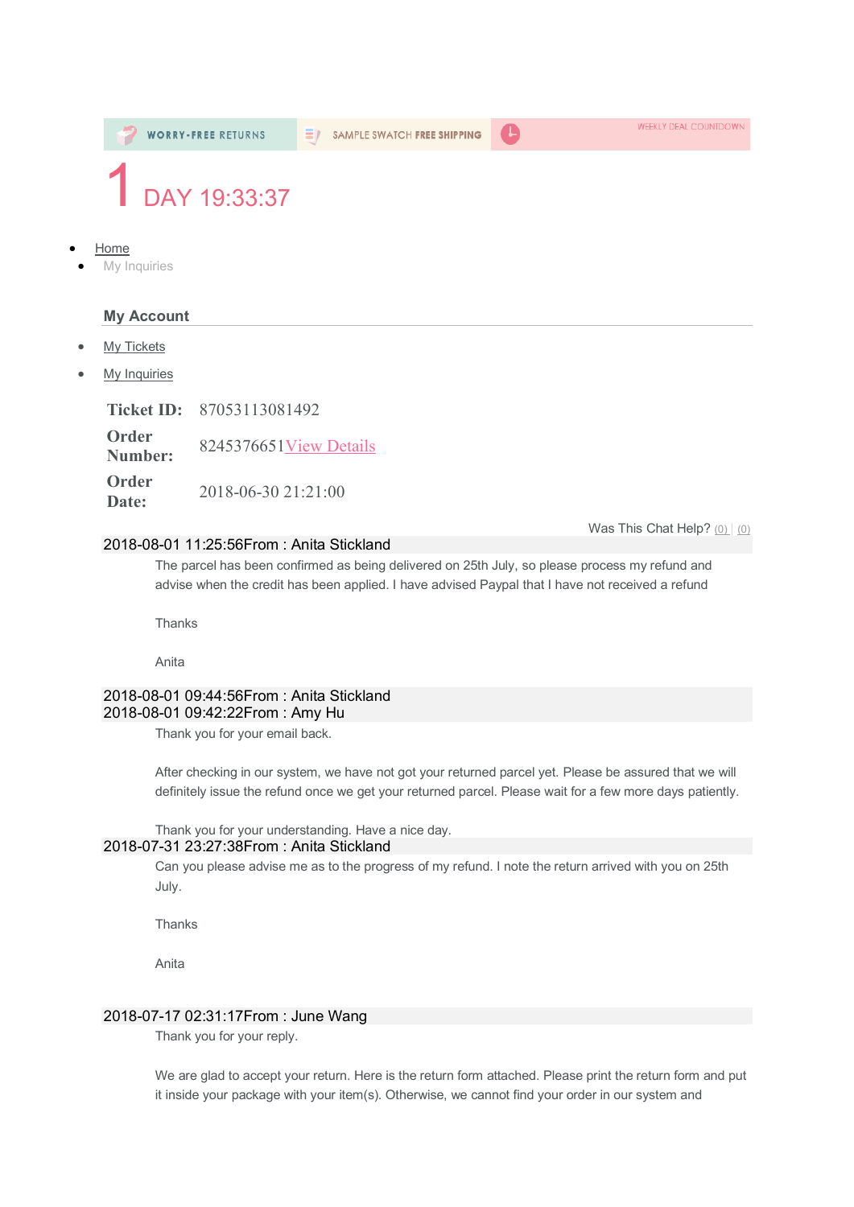WORRY-FREE RETURNS | SAMPLE SWATCH FREE SHIPPING | WEEKLY DEAL COUNTDOWN

1 DAY 19:33:37

- Home
  - My Inquiries

**My Account**

- My Tickets
- My Inquiries

| | |
|---|---|
| **Ticket ID:** | 87053113081492 |
| **Order Number:** | 8245376651View Details |
| **Order Date:** | 2018-06-30 21:21:00 |

Was This Chat Help? (0) | (0)

2018-08-01 11:25:56From : Anita Stickland

The parcel has been confirmed as being delivered on 25th July, so please process my refund and advise when the credit has been applied. I have advised Paypal that I have not received a refund

Thanks

Anita

2018-08-01 09:44:56From : Anita Stickland

2018-08-01 09:42:22From : Amy Hu

Thank you for your email back.

After checking in our system, we have not got your returned parcel yet. Please be assured that we will definitely issue the refund once we get your returned parcel. Please wait for a few more days patiently.

Thank you for your understanding. Have a nice day.

2018-07-31 23:27:38From : Anita Stickland

Can you please advise me as to the progress of my refund. I note the return arrived with you on 25th July.

Thanks

Anita

2018-07-17 02:31:17From : June Wang

Thank you for your reply.

We are glad to accept your return. Here is the return form attached. Please print the return form and put it inside your package with your item(s). Otherwise, we cannot find your order in our system and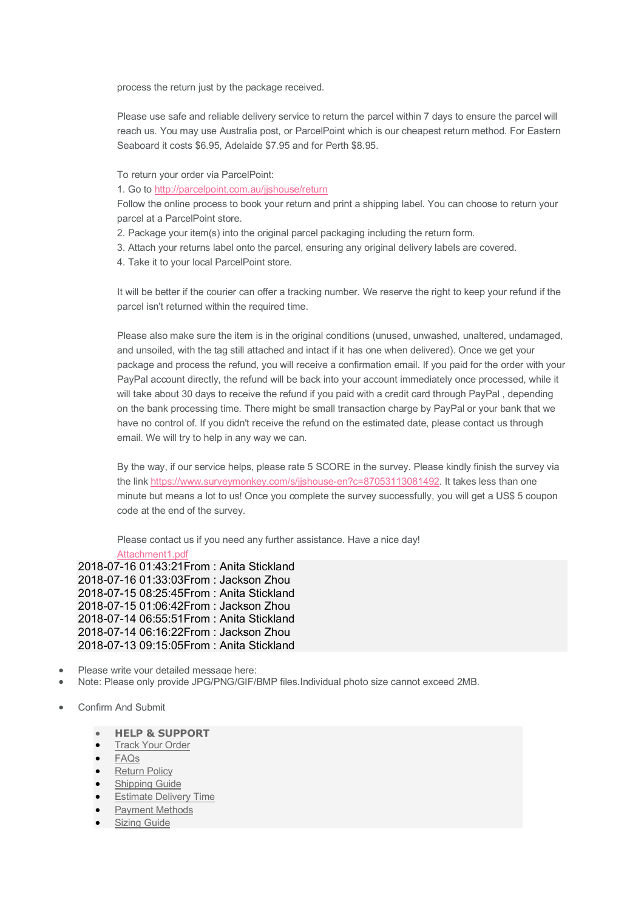process the return just by the package received.

Please use safe and reliable delivery service to return the parcel within 7 days to ensure the parcel will reach us. You may use Australia post, or ParcelPoint which is our cheapest return method. For Eastern Seaboard it costs $6.95, Adelaide $7.95 and for Perth $8.95.

To return your order via ParcelPoint:
1. Go to http://parcelpoint.com.au/jjshouse/return
Follow the online process to book your return and print a shipping label. You can choose to return your parcel at a ParcelPoint store.
2. Package your item(s) into the original parcel packaging including the return form.
3. Attach your returns label onto the parcel, ensuring any original delivery labels are covered.
4. Take it to your local ParcelPoint store.

It will be better if the courier can offer a tracking number. We reserve the right to keep your refund if the parcel isn't returned within the required time.

Please also make sure the item is in the original conditions (unused, unwashed, unaltered, undamaged, and unsoiled, with the tag still attached and intact if it has one when delivered). Once we get your package and process the refund, you will receive a confirmation email. If you paid for the order with your PayPal account directly, the refund will be back into your account immediately once processed, while it will take about 30 days to receive the refund if you paid with a credit card through PayPal , depending on the bank processing time. There might be small transaction charge by PayPal or your bank that we have no control of. If you didn't receive the refund on the estimated date, please contact us through email. We will try to help in any way we can.

By the way, if our service helps, please rate 5 SCORE in the survey. Please kindly finish the survey via the link https://www.surveymonkey.com/s/jjshouse-en?c=87053113081492. It takes less than one minute but means a lot to us! Once you complete the survey successfully, you will get a US$ 5 coupon code at the end of the survey.

Please contact us if you need any further assistance. Have a nice day!

Attachment1.pdf

2018-07-16 01:43:21From : Anita Stickland
2018-07-16 01:33:03From : Jackson Zhou
2018-07-15 08:25:45From : Anita Stickland
2018-07-15 01:06:42From : Jackson Zhou
2018-07-14 06:55:51From : Anita Stickland
2018-07-14 06:16:22From : Jackson Zhou
2018-07-13 09:15:05From : Anita Stickland

- Please write your detailed message here:
- Note: Please only provide JPG/PNG/GIF/BMP files.Individual photo size cannot exceed 2MB.

- Confirm And Submit

- **HELP & SUPPORT**
- Track Your Order
- FAQs
- Return Policy
- Shipping Guide
- Estimate Delivery Time
- Payment Methods
- Sizing Guide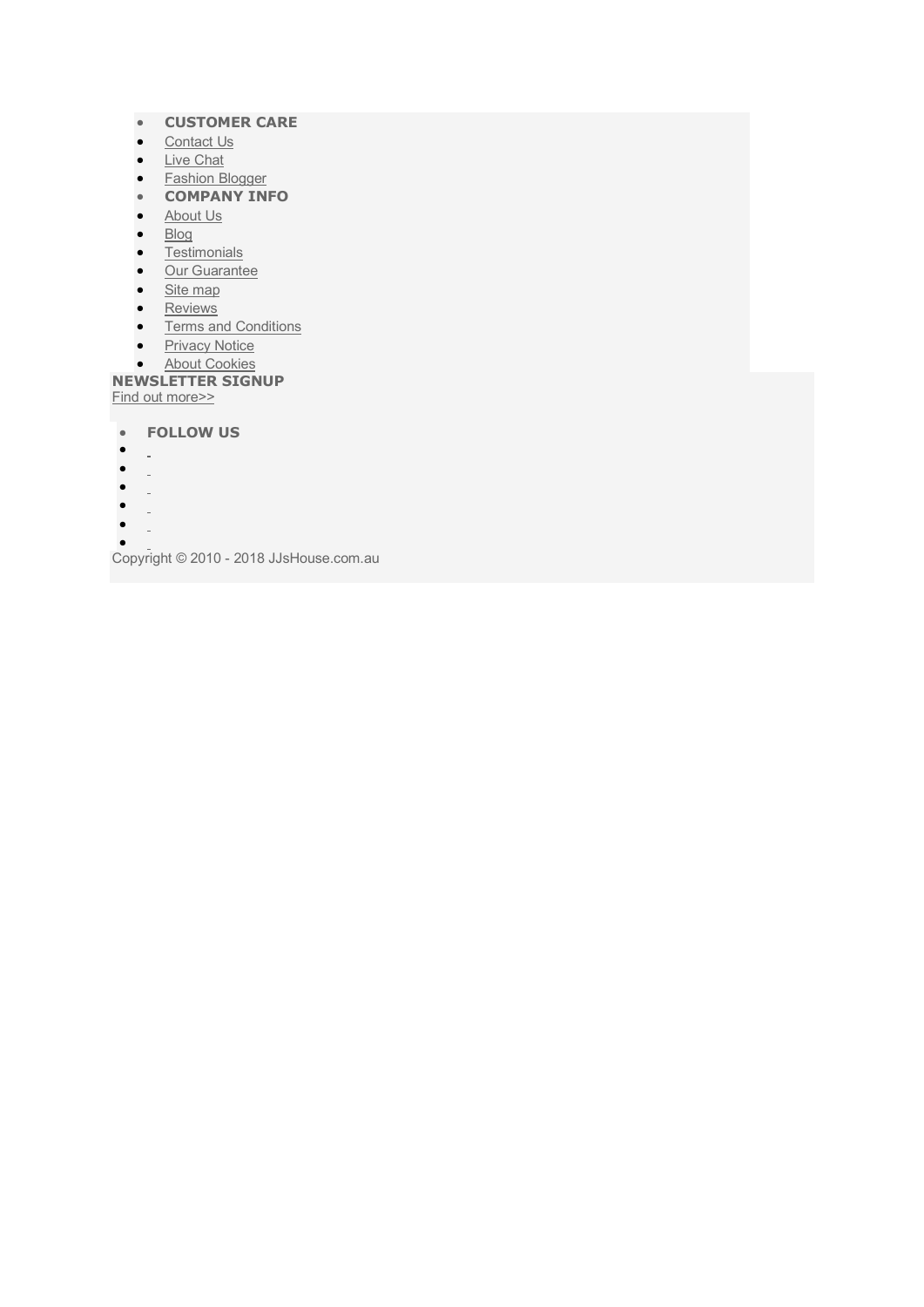- **CUSTOMER CARE**
- Contact Us
- Live Chat
- Fashion Blogger
- **COMPANY INFO**
- About Us
- Blog
- Testimonials
- Our Guarantee
- Site map
- Reviews
- Terms and Conditions
- Privacy Notice
- About Cookies

**NEWSLETTER SIGNUP**

Find out more>>

- **FOLLOW US**

Copyright © 2010 - 2018 JJsHouse.com.au